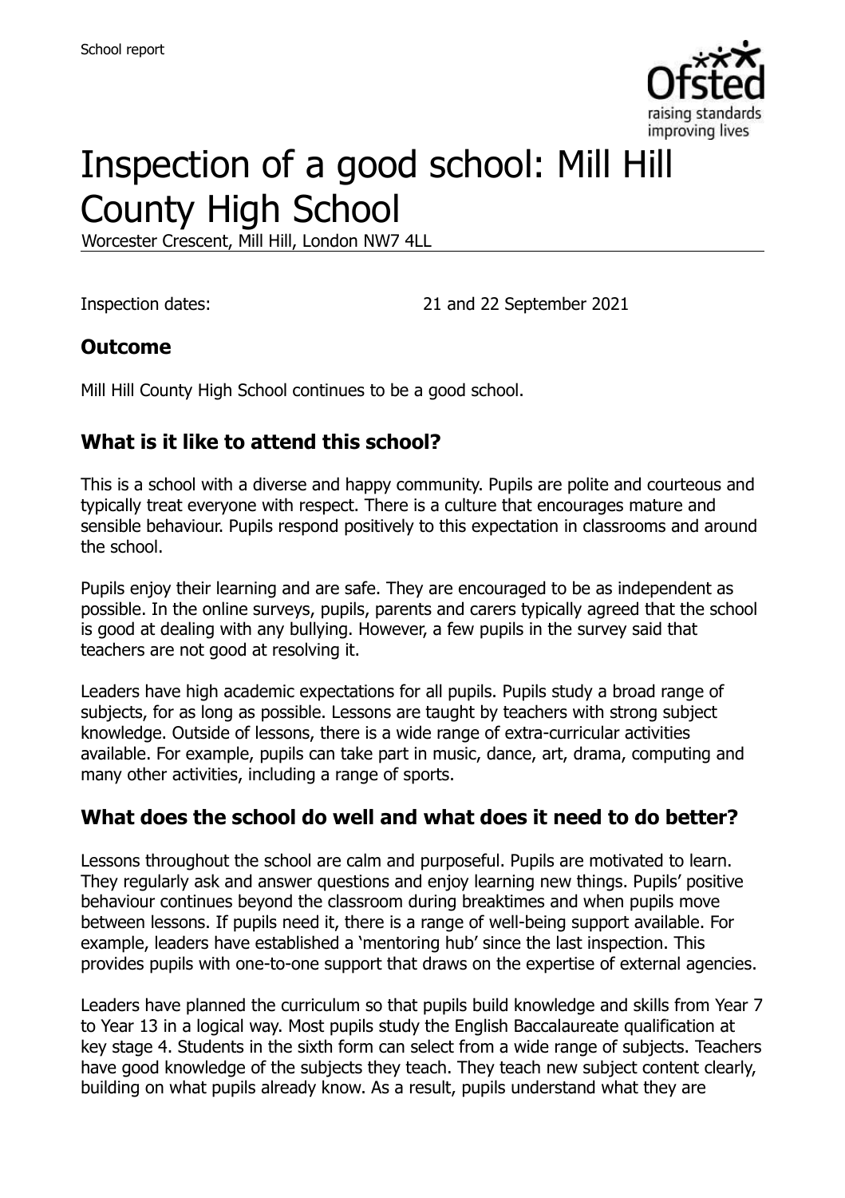School report

# Inspection of a good school: Mill Hill County High School

Worcester Crescent, Mill Hill, London NW7 4LL

Inspection dates: 21 and 22 September 2021

## Outcome

Mill Hill County High School continues to be a good school.

## What is it like to attend this school?

This is a school with a diverse and happy community. Pupils are polite and courteous and typically treat everyone with respect. There is a culture that encourages mature and sensible behaviour. Pupils respond positively to this expectation in classrooms and around the school.

Pupils enjoy their learning and are safe. They are encouraged to be as independent as possible. In the online surveys, pupils, parents and carers typically agreed that the school is good at dealing with any bullying. However, a few pupils in the survey said that teachers are not good at resolving it.

Leaders have high academic expectations for all pupils. Pupils study a broad range of subjects, for as long as possible. Lessons are taught by teachers with strong subject knowledge. Outside of lessons, there is a wide range of extra-curricular activities available. For example, pupils can take part in music, dance, art, drama, computing and many other activities, including a range of sports.

## What does the school do well and what does it need to do better?

Lessons throughout the school are calm and purposeful. Pupils are motivated to learn. They regularly ask and answer questions and enjoy learning new things. Pupils' positive behaviour continues beyond the classroom during breaktimes and when pupils move between lessons. If pupils need it, there is a range of well-being support available. For example, leaders have established a 'mentoring hub' since the last inspection. This provides pupils with one-to-one support that draws on the expertise of external agencies.

Leaders have planned the curriculum so that pupils build knowledge and skills from Year 7 to Year 13 in a logical way. Most pupils study the English Baccalaureate qualification at key stage 4. Students in the sixth form can select from a wide range of subjects. Teachers have good knowledge of the subjects they teach. They teach new subject content clearly, building on what pupils already know. As a result, pupils understand what they are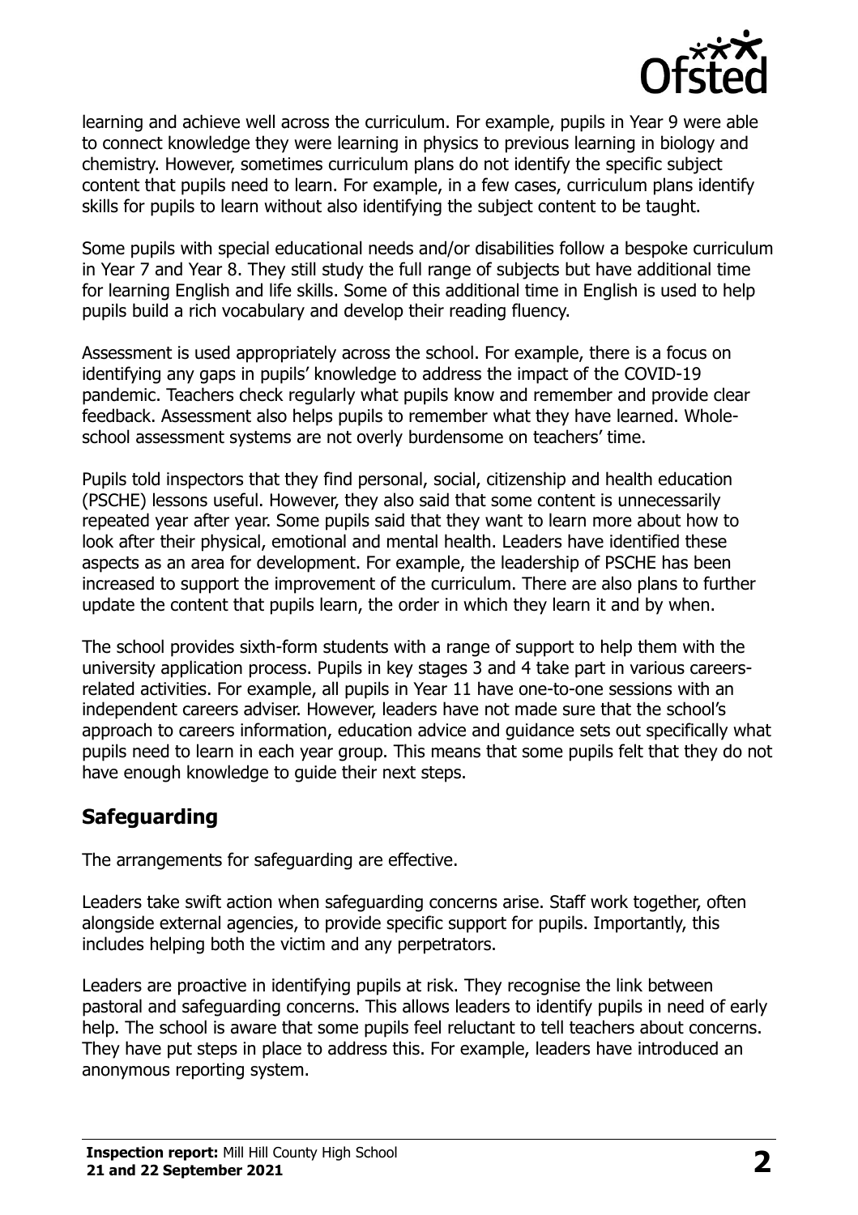learning and achieve well across the curriculum. For example, pupils in Year 9 were able to connect knowledge they were learning in physics to previous learning in biology and chemistry. However, sometimes curriculum plans do not identify the specific subject content that pupils need to learn. For example, in a few cases, curriculum plans identify skills for pupils to learn without also identifying the subject content to be taught.

Some pupils with special educational needs and/or disabilities follow a bespoke curriculum in Year 7 and Year 8. They still study the full range of subjects but have additional time for learning English and life skills. Some of this additional time in English is used to help pupils build a rich vocabulary and develop their reading fluency.

Assessment is used appropriately across the school. For example, there is a focus on identifying any gaps in pupils' knowledge to address the impact of the COVID-19 pandemic. Teachers check regularly what pupils know and remember and provide clear feedback. Assessment also helps pupils to remember what they have learned. Whole-school assessment systems are not overly burdensome on teachers' time.

Pupils told inspectors that they find personal, social, citizenship and health education (PSCHE) lessons useful. However, they also said that some content is unnecessarily repeated year after year. Some pupils said that they want to learn more about how to look after their physical, emotional and mental health. Leaders have identified these aspects as an area for development. For example, the leadership of PSCHE has been increased to support the improvement of the curriculum. There are also plans to further update the content that pupils learn, the order in which they learn it and by when.

The school provides sixth-form students with a range of support to help them with the university application process. Pupils in key stages 3 and 4 take part in various careers-related activities. For example, all pupils in Year 11 have one-to-one sessions with an independent careers adviser. However, leaders have not made sure that the school's approach to careers information, education advice and guidance sets out specifically what pupils need to learn in each year group. This means that some pupils felt that they do not have enough knowledge to guide their next steps.

## Safeguarding

The arrangements for safeguarding are effective.

Leaders take swift action when safeguarding concerns arise. Staff work together, often alongside external agencies, to provide specific support for pupils. Importantly, this includes helping both the victim and any perpetrators.

Leaders are proactive in identifying pupils at risk. They recognise the link between pastoral and safeguarding concerns. This allows leaders to identify pupils in need of early help. The school is aware that some pupils feel reluctant to tell teachers about concerns. They have put steps in place to address this. For example, leaders have introduced an anonymous reporting system.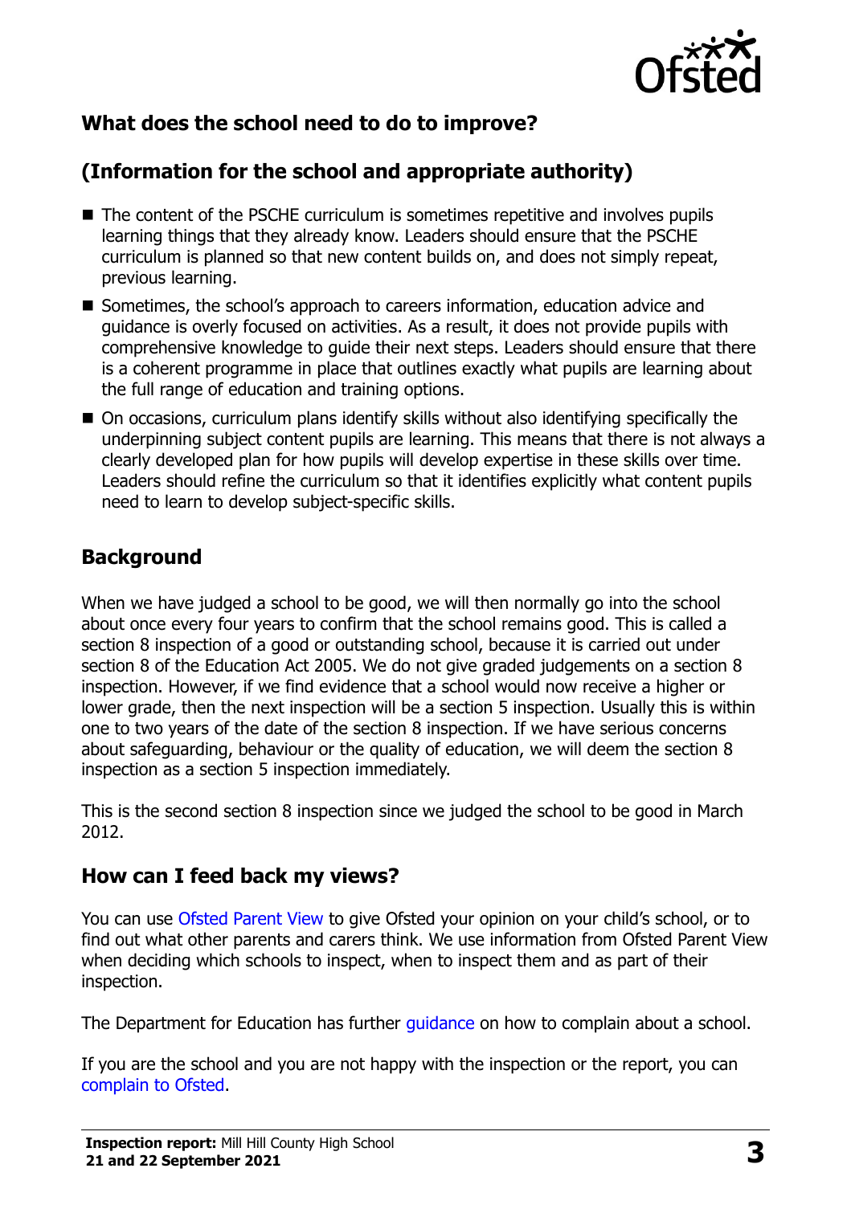## What does the school need to do to improve?

## (Information for the school and appropriate authority)

- The content of the PSCHE curriculum is sometimes repetitive and involves pupils learning things that they already know. Leaders should ensure that the PSCHE curriculum is planned so that new content builds on, and does not simply repeat, previous learning.
- Sometimes, the school's approach to careers information, education advice and guidance is overly focused on activities. As a result, it does not provide pupils with comprehensive knowledge to guide their next steps. Leaders should ensure that there is a coherent programme in place that outlines exactly what pupils are learning about the full range of education and training options.
- On occasions, curriculum plans identify skills without also identifying specifically the underpinning subject content pupils are learning. This means that there is not always a clearly developed plan for how pupils will develop expertise in these skills over time. Leaders should refine the curriculum so that it identifies explicitly what content pupils need to learn to develop subject-specific skills.

## Background

When we have judged a school to be good, we will then normally go into the school about once every four years to confirm that the school remains good. This is called a section 8 inspection of a good or outstanding school, because it is carried out under section 8 of the Education Act 2005. We do not give graded judgements on a section 8 inspection. However, if we find evidence that a school would now receive a higher or lower grade, then the next inspection will be a section 5 inspection. Usually this is within one to two years of the date of the section 8 inspection. If we have serious concerns about safeguarding, behaviour or the quality of education, we will deem the section 8 inspection as a section 5 inspection immediately.

This is the second section 8 inspection since we judged the school to be good in March 2012.

## How can I feed back my views?

You can use Ofsted Parent View to give Ofsted your opinion on your child's school, or to find out what other parents and carers think. We use information from Ofsted Parent View when deciding which schools to inspect, when to inspect them and as part of their inspection.

The Department for Education has further guidance on how to complain about a school.

If you are the school and you are not happy with the inspection or the report, you can complain to Ofsted.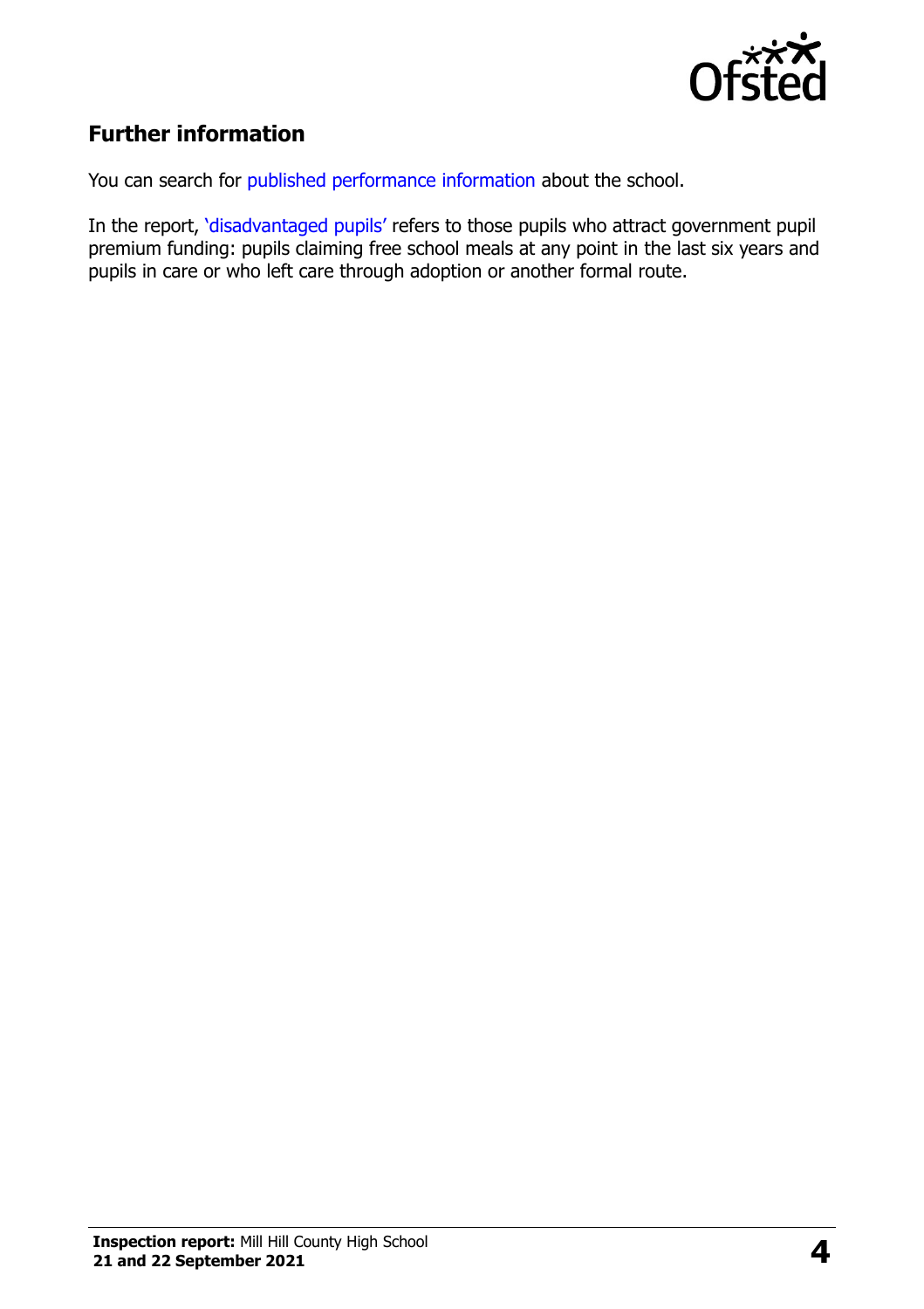## Further information

You can search for published performance information about the school.

In the report, 'disadvantaged pupils' refers to those pupils who attract government pupil premium funding: pupils claiming free school meals at any point in the last six years and pupils in care or who left care through adoption or another formal route.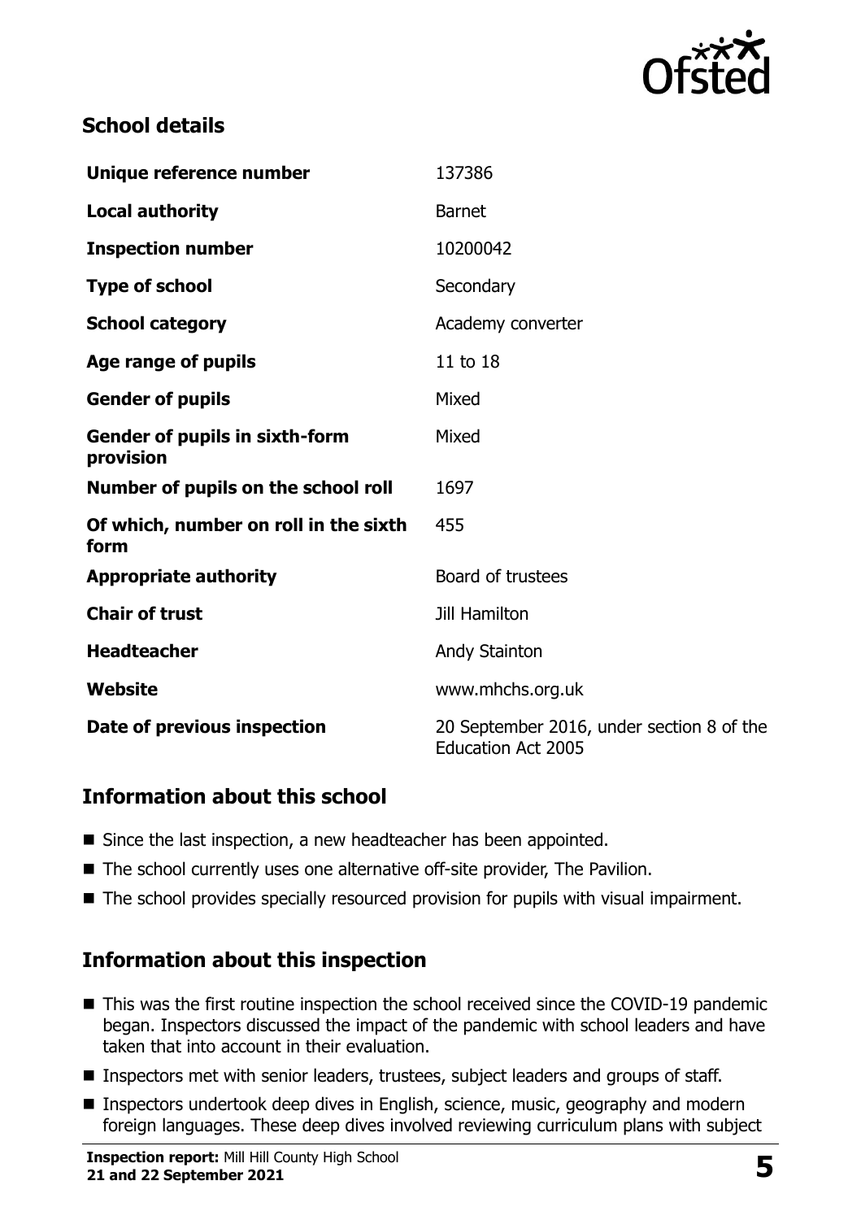## School details

| | |
|---|---|
| **Unique reference number** | 137386 |
| **Local authority** | Barnet |
| **Inspection number** | 10200042 |
| **Type of school** | Secondary |
| **School category** | Academy converter |
| **Age range of pupils** | 11 to 18 |
| **Gender of pupils** | Mixed |
| **Gender of pupils in sixth-form provision** | Mixed |
| **Number of pupils on the school roll** | 1697 |
| **Of which, number on roll in the sixth form** | 455 |
| **Appropriate authority** | Board of trustees |
| **Chair of trust** | Jill Hamilton |
| **Headteacher** | Andy Stainton |
| **Website** | www.mhchs.org.uk |
| **Date of previous inspection** | 20 September 2016, under section 8 of the Education Act 2005 |

## Information about this school

- Since the last inspection, a new headteacher has been appointed.
- The school currently uses one alternative off-site provider, The Pavilion.
- The school provides specially resourced provision for pupils with visual impairment.

## Information about this inspection

- This was the first routine inspection the school received since the COVID-19 pandemic began. Inspectors discussed the impact of the pandemic with school leaders and have taken that into account in their evaluation.
- Inspectors met with senior leaders, trustees, subject leaders and groups of staff.
- Inspectors undertook deep dives in English, science, music, geography and modern foreign languages. These deep dives involved reviewing curriculum plans with subject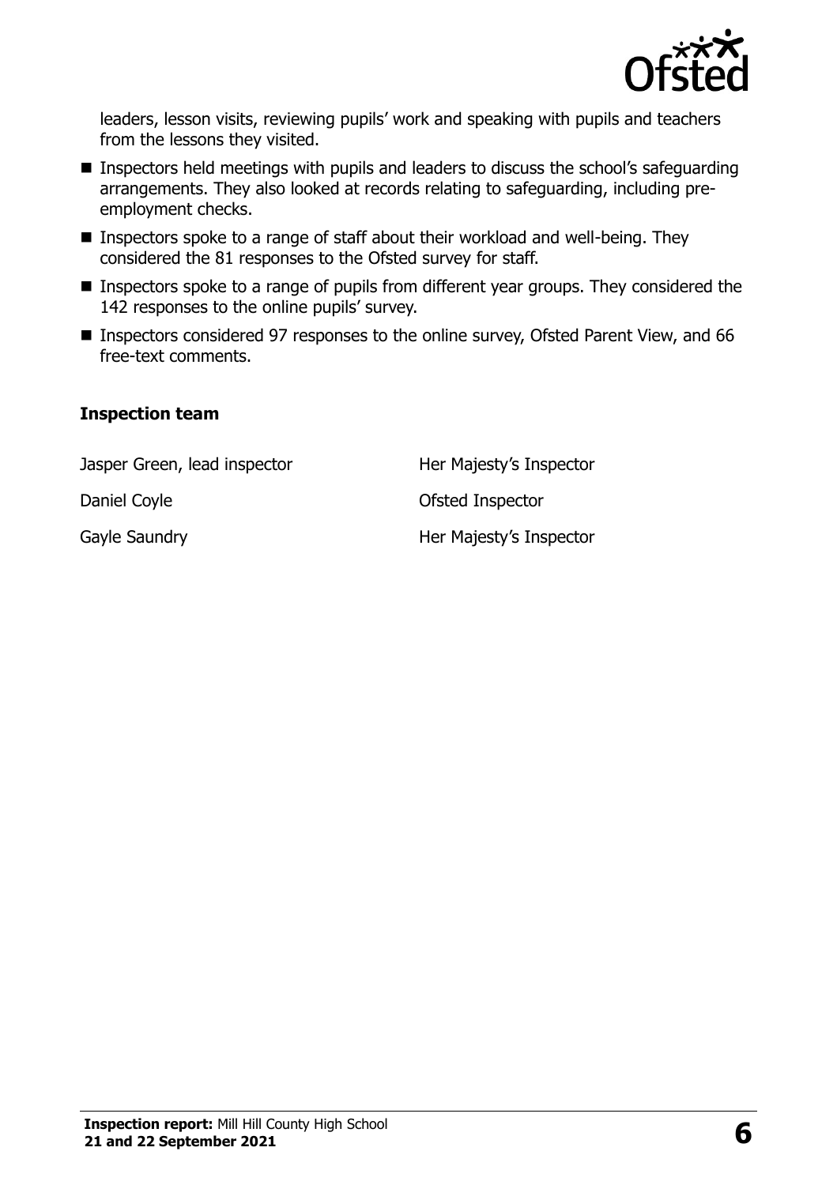leaders, lesson visits, reviewing pupils' work and speaking with pupils and teachers from the lessons they visited.

- Inspectors held meetings with pupils and leaders to discuss the school's safeguarding arrangements. They also looked at records relating to safeguarding, including pre-employment checks.
- Inspectors spoke to a range of staff about their workload and well-being. They considered the 81 responses to the Ofsted survey for staff.
- Inspectors spoke to a range of pupils from different year groups. They considered the 142 responses to the online pupils' survey.
- Inspectors considered 97 responses to the online survey, Ofsted Parent View, and 66 free-text comments.

### Inspection team

| | |
|---|---|
| Jasper Green, lead inspector | Her Majesty's Inspector |
| Daniel Coyle | Ofsted Inspector |
| Gayle Saundry | Her Majesty's Inspector |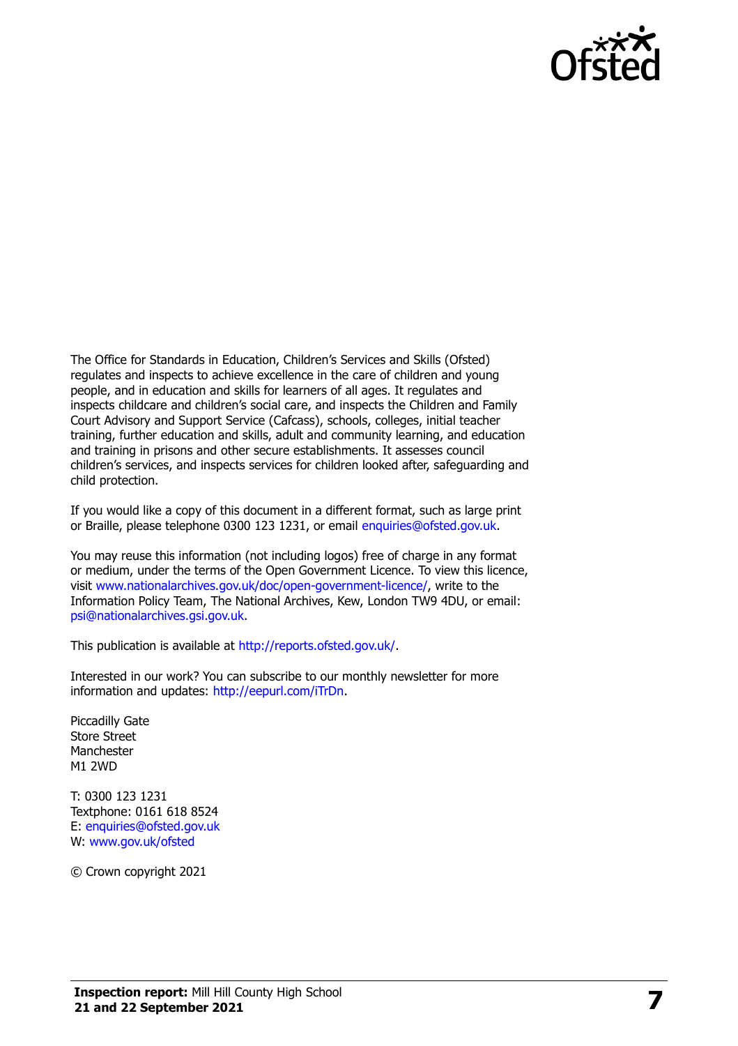The Office for Standards in Education, Children's Services and Skills (Ofsted) regulates and inspects to achieve excellence in the care of children and young people, and in education and skills for learners of all ages. It regulates and inspects childcare and children's social care, and inspects the Children and Family Court Advisory and Support Service (Cafcass), schools, colleges, initial teacher training, further education and skills, adult and community learning, and education and training in prisons and other secure establishments. It assesses council children's services, and inspects services for children looked after, safeguarding and child protection.

If you would like a copy of this document in a different format, such as large print or Braille, please telephone 0300 123 1231, or email enquiries@ofsted.gov.uk.

You may reuse this information (not including logos) free of charge in any format or medium, under the terms of the Open Government Licence. To view this licence, visit www.nationalarchives.gov.uk/doc/open-government-licence/, write to the Information Policy Team, The National Archives, Kew, London TW9 4DU, or email: psi@nationalarchives.gsi.gov.uk.

This publication is available at http://reports.ofsted.gov.uk/.

Interested in our work? You can subscribe to our monthly newsletter for more information and updates: http://eepurl.com/iTrDn.

Piccadilly Gate
Store Street
Manchester
M1 2WD

T: 0300 123 1231
Textphone: 0161 618 8524
E: enquiries@ofsted.gov.uk
W: www.gov.uk/ofsted

© Crown copyright 2021